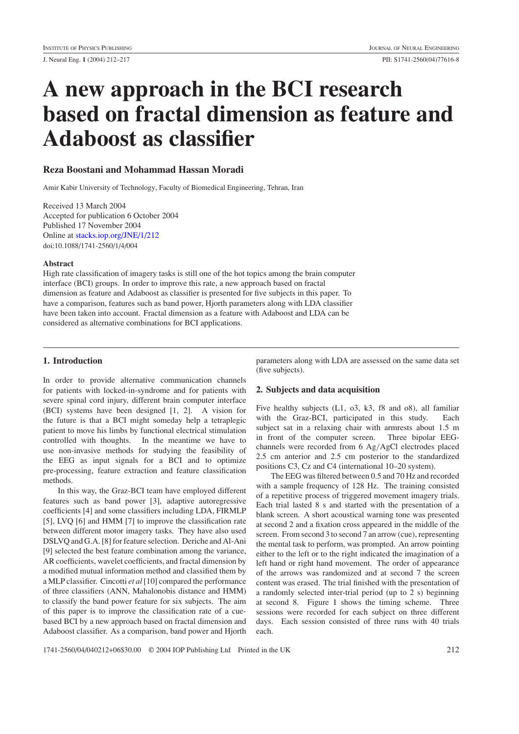# A new approach in the BCI research based on fractal dimension as feature and Adaboost as classifier

**Reza Boostani and Mohammad Hassan Moradi**

Amir Kabir University of Technology, Faculty of Biomedical Engineering, Tehran, Iran

Received 13 March 2004
Accepted for publication 6 October 2004
Published 17 November 2004
Online at stacks.iop.org/JNE/1/212
doi:10.1088/1741-2560/1/4/004

### Abstract

High rate classification of imagery tasks is still one of the hot topics among the brain computer interface (BCI) groups. In order to improve this rate, a new approach based on fractal dimension as feature and Adaboost as classifier is presented for five subjects in this paper. To have a comparison, features such as band power, Hjorth parameters along with LDA classifier have been taken into account. Fractal dimension as a feature with Adaboost and LDA can be considered as alternative combinations for BCI applications.

## 1. Introduction

In order to provide alternative communication channels for patients with locked-in-syndrome and for patients with severe spinal cord injury, different brain computer interface (BCI) systems have been designed [1, 2]. A vision for the future is that a BCI might someday help a tetraplegic patient to move his limbs by functional electrical stimulation controlled with thoughts. In the meantime we have to use non-invasive methods for studying the feasibility of the EEG as input signals for a BCI and to optimize pre-processing, feature extraction and feature classification methods.

In this way, the Graz-BCI team have employed different features such as band power [3], adaptive autoregressive coefficients [4] and some classifiers including LDA, FIRMLP [5], LVQ [6] and HMM [7] to improve the classification rate between different motor imagery tasks. They have also used DSLVQ and G.A. [8] for feature selection. Deriche and Al-Ani [9] selected the best feature combination among the variance, AR coefficients, wavelet coefficients, and fractal dimension by a modified mutual information method and classified them by a MLP classifier. Cincotti *et al* [10] compared the performance of three classifiers (ANN, Mahalonobis distance and HMM) to classify the band power feature for six subjects. The aim of this paper is to improve the classification rate of a cue-based BCI by a new approach based on fractal dimension and Adaboost classifier. As a comparison, band power and Hjorth parameters along with LDA are assessed on the same data set (five subjects).

## 2. Subjects and data acquisition

Five healthy subjects (L1, o3, k3, f8 and o8), all familiar with the Graz-BCI, participated in this study. Each subject sat in a relaxing chair with armrests about 1.5 m in front of the computer screen. Three bipolar EEG-channels were recorded from 6 Ag/AgCl electrodes placed 2.5 cm anterior and 2.5 cm posterior to the standardized positions C3, Cz and C4 (international 10–20 system).

The EEG was filtered between 0.5 and 70 Hz and recorded with a sample frequency of 128 Hz. The training consisted of a repetitive process of triggered movement imagery trials. Each trial lasted 8 s and started with the presentation of a blank screen. A short acoustical warning tone was presented at second 2 and a fixation cross appeared in the middle of the screen. From second 3 to second 7 an arrow (cue), representing the mental task to perform, was prompted. An arrow pointing either to the left or to the right indicated the imagination of a left hand or right hand movement. The order of appearance of the arrows was randomized and at second 7 the screen content was erased. The trial finished with the presentation of a randomly selected inter-trial period (up to 2 s) beginning at second 8. Figure 1 shows the timing scheme. Three sessions were recorded for each subject on three different days. Each session consisted of three runs with 40 trials each.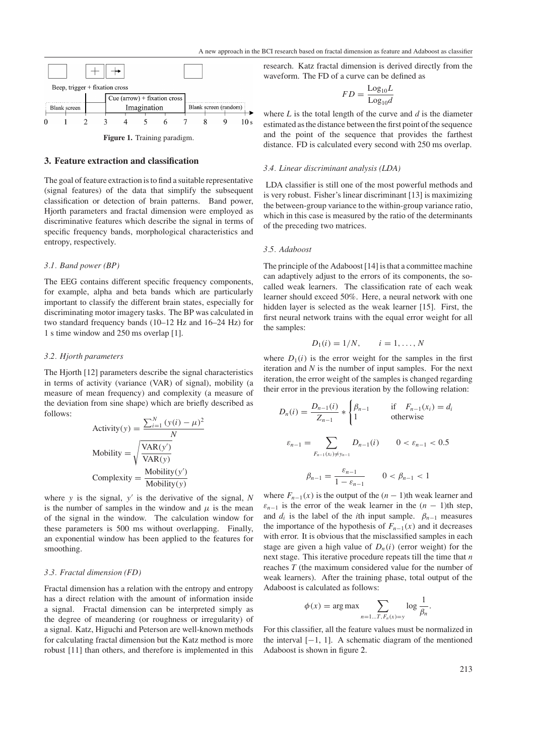Beep, trigger + fixation cross

Cue (arrow) + fixation cross

Blank screen | Imagination | Blank screen (random)

0 1 2 3 4 5 6 7 8 9 10 s

**Figure 1.** Training paradigm.

## 3. Feature extraction and classification

The goal of feature extraction is to find a suitable representative (signal features) of the data that simplify the subsequent classification or detection of brain patterns. Band power, Hjorth parameters and fractal dimension were employed as discriminative features which describe the signal in terms of specific frequency bands, morphological characteristics and entropy, respectively.

### *3.1. Band power (BP)*

The EEG contains different specific frequency components, for example, alpha and beta bands which are particularly important to classify the different brain states, especially for discriminating motor imagery tasks. The BP was calculated in two standard frequency bands (10–12 Hz and 16–24 Hz) for 1 s time window and 250 ms overlap [1].

### *3.2. Hjorth parameters*

The Hjorth [12] parameters describe the signal characteristics in terms of activity (variance (VAR) of signal), mobility (a measure of mean frequency) and complexity (a measure of the deviation from sine shape) which are briefly described as follows:

$$\text{Activity}(y) = \frac{\sum_{i=1}^{N} (y(i) - \mu)^2}{N}$$

$$\text{Mobility} = \sqrt{\frac{\text{VAR}(y')}{\text{VAR}(y)}}$$

$$\text{Complexity} = \frac{\text{Mobility}(y')}{\text{Mobility}(y)}$$

where $y$ is the signal, $y'$ is the derivative of the signal, $N$ is the number of samples in the window and $\mu$ is the mean of the signal in the window. The calculation window for these parameters is 500 ms without overlapping. Finally, an exponential window has been applied to the features for smoothing.

### *3.3. Fractal dimension (FD)*

Fractal dimension has a relation with the entropy and entropy has a direct relation with the amount of information inside a signal. Fractal dimension can be interpreted simply as the degree of meandering (or roughness or irregularity) of a signal. Katz, Higuchi and Peterson are well-known methods for calculating fractal dimension but the Katz method is more robust [11] than others, and therefore is implemented in this research. Katz fractal dimension is derived directly from the waveform. The FD of a curve can be defined as

$$FD = \frac{\text{Log}_{10} L}{\text{Log}_{10} d}$$

where $L$ is the total length of the curve and $d$ is the diameter estimated as the distance between the first point of the sequence and the point of the sequence that provides the farthest distance. FD is calculated every second with 250 ms overlap.

### *3.4. Linear discriminant analysis (LDA)*

LDA classifier is still one of the most powerful methods and is very robust. Fisher's linear discriminant [13] is maximizing the between-group variance to the within-group variance ratio, which in this case is measured by the ratio of the determinants of the preceding two matrices.

### *3.5. Adaboost*

The principle of the Adaboost [14] is that a committee machine can adaptively adjust to the errors of its components, the so-called weak learners. The classification rate of each weak learner should exceed 50%. Here, a neural network with one hidden layer is selected as the weak learner [15]. First, the first neural network trains with the equal error weight for all the samples:

$$D_1(i) = 1/N, \qquad i = 1, \ldots, N$$

where $D_1(i)$ is the error weight for the samples in the first iteration and $N$ is the number of input samples. For the next iteration, the error weight of the samples is changed regarding their error in the previous iteration by the following relation:

$$D_n(i) = \frac{D_{n-1}(i)}{Z_{n-1}} * \begin{cases} \beta_{n-1} & \text{if} \quad F_{n-1}(x_i) = d_i \\ 1 & \text{otherwise} \end{cases}$$

$$\varepsilon_{n-1} = \sum_{F_{n-1}(x_i) \neq y_{n-1}} D_{n-1}(i) \qquad 0 < \varepsilon_{n-1} < 0.5$$

$$\beta_{n-1} = \frac{\varepsilon_{n-1}}{1 - \varepsilon_{n-1}} \qquad 0 < \beta_{n-1} < 1$$

where $F_{n-1}(x)$ is the output of the $(n-1)$th weak learner and $\varepsilon_{n-1}$ is the error of the weak learner in the $(n-1)$th step, and $d_i$ is the label of the $i$th input sample. $\beta_{n-1}$ measures the importance of the hypothesis of $F_{n-1}(x)$ and it decreases with error. It is obvious that the misclassified samples in each stage are given a high value of $D_n(i)$ (error weight) for the next stage. This iterative procedure repeats till the time that $n$ reaches $T$ (the maximum considered value for the number of weak learners). After the training phase, total output of the Adaboost is calculated as follows:

$$\phi(x) = \arg\max \sum_{n=1\ldots T, F_n(x)=y} \log \frac{1}{\beta_n}.$$

For this classifier, all the feature values must be normalized in the interval $[-1, 1]$. A schematic diagram of the mentioned Adaboost is shown in figure 2.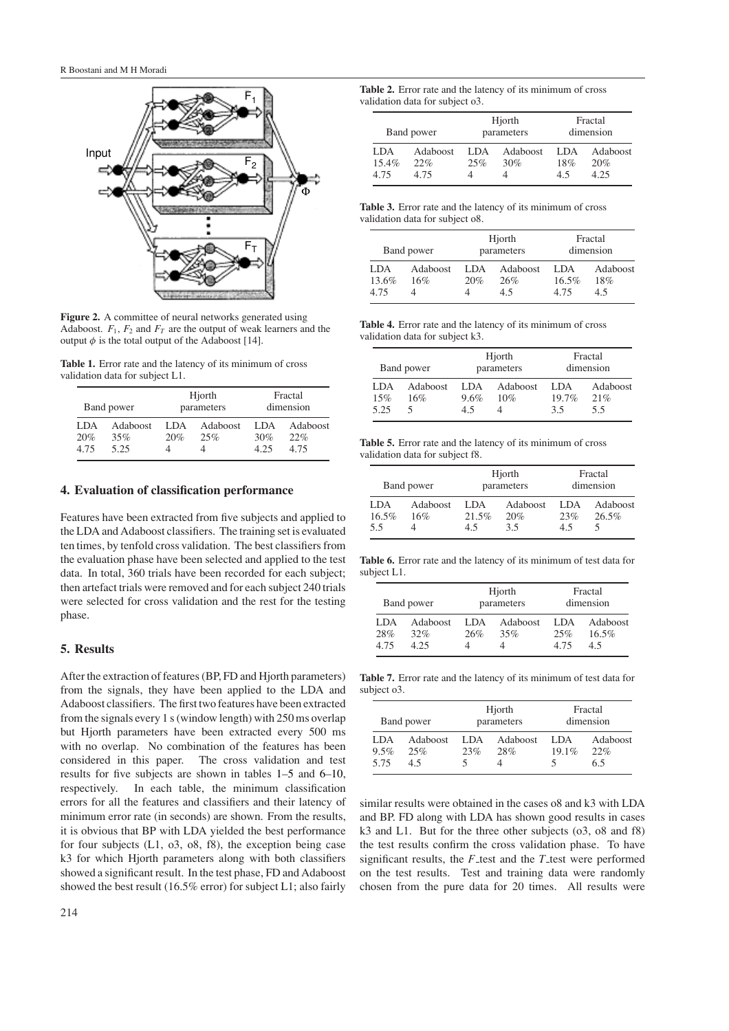**Figure 2.** A committee of neural networks generated using Adaboost. $F_1$, $F_2$ and $F_T$ are the output of weak learners and the output $\phi$ is the total output of the Adaboost [14].

**Table 1.** Error rate and the latency of its minimum of cross validation data for subject L1.

| Band power | | Hjorth parameters | | Fractal dimension | |
|---|---|---|---|---|---|
| LDA | Adaboost | LDA | Adaboost | LDA | Adaboost |
| 20% | 35% | 20% | 25% | 30% | 22% |
| 4.75 | 5.25 | 4 | 4 | 4.25 | 4.75 |

## 4. Evaluation of classification performance

Features have been extracted from five subjects and applied to the LDA and Adaboost classifiers. The training set is evaluated ten times, by tenfold cross validation. The best classifiers from the evaluation phase have been selected and applied to the test data. In total, 360 trials have been recorded for each subject; then artefact trials were removed and for each subject 240 trials were selected for cross validation and the rest for the testing phase.

## 5. Results

After the extraction of features (BP, FD and Hjorth parameters) from the signals, they have been applied to the LDA and Adaboost classifiers. The first two features have been extracted from the signals every 1 s (window length) with 250 ms overlap but Hjorth parameters have been extracted every 500 ms with no overlap. No combination of the features has been considered in this paper. The cross validation and test results for five subjects are shown in tables 1–5 and 6–10, respectively. In each table, the minimum classification errors for all the features and classifiers and their latency of minimum error rate (in seconds) are shown. From the results, it is obvious that BP with LDA yielded the best performance for four subjects (L1, o3, o8, f8), the exception being case k3 for which Hjorth parameters along with both classifiers showed a significant result. In the test phase, FD and Adaboost showed the best result (16.5% error) for subject L1; also fairly similar results were obtained in the cases o8 and k3 with LDA and BP. FD along with LDA has shown good results in cases k3 and L1. But for the three other subjects (o3, o8 and f8) the test results confirm the cross validation phase. To have significant results, the $F$_test and the $T$_test were performed on the test results. Test and training data were randomly chosen from the pure data for 20 times. All results were

**Table 2.** Error rate and the latency of its minimum of cross validation data for subject o3.

| Band power | | Hjorth parameters | | Fractal dimension | |
|---|---|---|---|---|---|
| LDA | Adaboost | LDA | Adaboost | LDA | Adaboost |
| 15.4% | 22% | 25% | 30% | 18% | 20% |
| 4.75 | 4.75 | 4 | 4 | 4.5 | 4.25 |

**Table 3.** Error rate and the latency of its minimum of cross validation data for subject o8.

| Band power | | Hjorth parameters | | Fractal dimension | |
|---|---|---|---|---|---|
| LDA | Adaboost | LDA | Adaboost | LDA | Adaboost |
| 13.6% | 16% | 20% | 26% | 16.5% | 18% |
| 4.75 | 4 | 4 | 4.5 | 4.75 | 4.5 |

**Table 4.** Error rate and the latency of its minimum of cross validation data for subject k3.

| Band power | | Hjorth parameters | | Fractal dimension | |
|---|---|---|---|---|---|
| LDA | Adaboost | LDA | Adaboost | LDA | Adaboost |
| 15% | 16% | 9.6% | 10% | 19.7% | 21% |
| 5.25 | 5 | 4.5 | 4 | 3.5 | 5.5 |

**Table 5.** Error rate and the latency of its minimum of cross validation data for subject f8.

| Band power | | Hjorth parameters | | Fractal dimension | |
|---|---|---|---|---|---|
| LDA | Adaboost | LDA | Adaboost | LDA | Adaboost |
| 16.5% | 16% | 21.5% | 20% | 23% | 26.5% |
| 5.5 | 4 | 4.5 | 3.5 | 4.5 | 5 |

**Table 6.** Error rate and the latency of its minimum of test data for subject L1.

| Band power | | Hjorth parameters | | Fractal dimension | |
|---|---|---|---|---|---|
| LDA | Adaboost | LDA | Adaboost | LDA | Adaboost |
| 28% | 32% | 26% | 35% | 25% | 16.5% |
| 4.75 | 4.25 | 4 | 4 | 4.75 | 4.5 |

**Table 7.** Error rate and the latency of its minimum of test data for subject o3.

| Band power | | Hjorth parameters | | Fractal dimension | |
|---|---|---|---|---|---|
| LDA | Adaboost | LDA | Adaboost | LDA | Adaboost |
| 9.5% | 25% | 23% | 28% | 19.1% | 22% |
| 5.75 | 4.5 | 5 | 4 | 5 | 6.5 |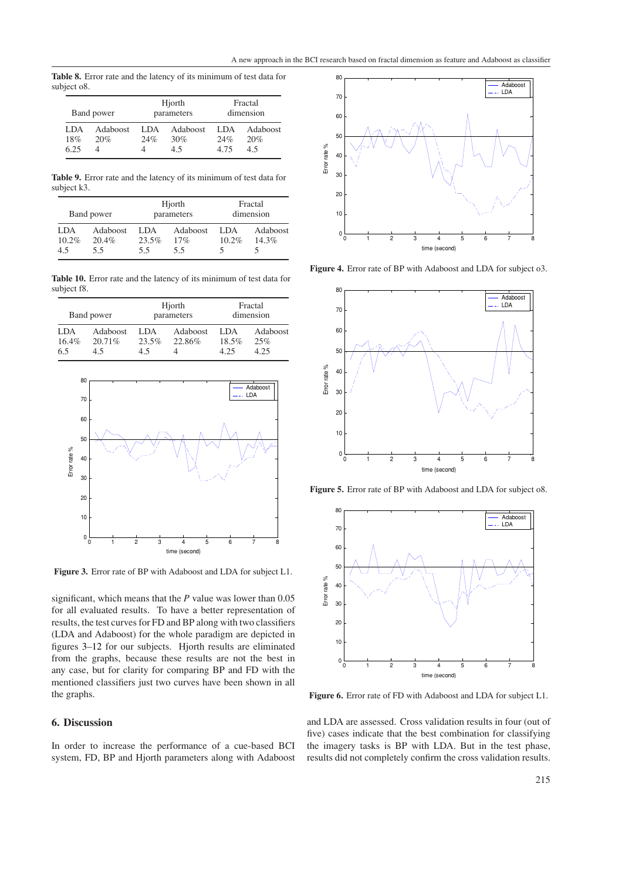**Table 8.** Error rate and the latency of its minimum of test data for subject o8.

| Band power | | Hjorth parameters | | Fractal dimension | |
|---|---|---|---|---|---|
| LDA | Adaboost | LDA | Adaboost | LDA | Adaboost |
| 18% | 20% | 24% | 30% | 24% | 20% |
| 6.25 | 4 | 4 | 4.5 | 4.75 | 4.5 |

**Table 9.** Error rate and the latency of its minimum of test data for subject k3.

| Band power | | Hjorth parameters | | Fractal dimension | |
|---|---|---|---|---|---|
| LDA | Adaboost | LDA | Adaboost | LDA | Adaboost |
| 10.2% | 20.4% | 23.5% | 17% | 10.2% | 14.3% |
| 4.5 | 5.5 | 5.5 | 5.5 | 5 | 5 |

**Table 10.** Error rate and the latency of its minimum of test data for subject f8.

| Band power | | Hjorth parameters | | Fractal dimension | |
|---|---|---|---|---|---|
| LDA | Adaboost | LDA | Adaboost | LDA | Adaboost |
| 16.4% | 20.71% | 23.5% | 22.86% | 18.5% | 25% |
| 6.5 | 4.5 | 4.5 | 4 | 4.25 | 4.25 |

**Figure 3.** Error rate of BP with Adaboost and LDA for subject L1.

significant, which means that the *P* value was lower than 0.05 for all evaluated results. To have a better representation of results, the test curves for FD and BP along with two classifiers (LDA and Adaboost) for the whole paradigm are depicted in figures 3–12 for our subjects. Hjorth results are eliminated from the graphs, because these results are not the best in any case, but for clarity for comparing BP and FD with the mentioned classifiers just two curves have been shown in all the graphs.

**Figure 4.** Error rate of BP with Adaboost and LDA for subject o3.

**Figure 5.** Error rate of BP with Adaboost and LDA for subject o8.

**Figure 6.** Error rate of FD with Adaboost and LDA for subject L1.

## 6. Discussion

In order to increase the performance of a cue-based BCI system, FD, BP and Hjorth parameters along with Adaboost and LDA are assessed. Cross validation results in four (out of five) cases indicate that the best combination for classifying the imagery tasks is BP with LDA. But in the test phase, results did not completely confirm the cross validation results.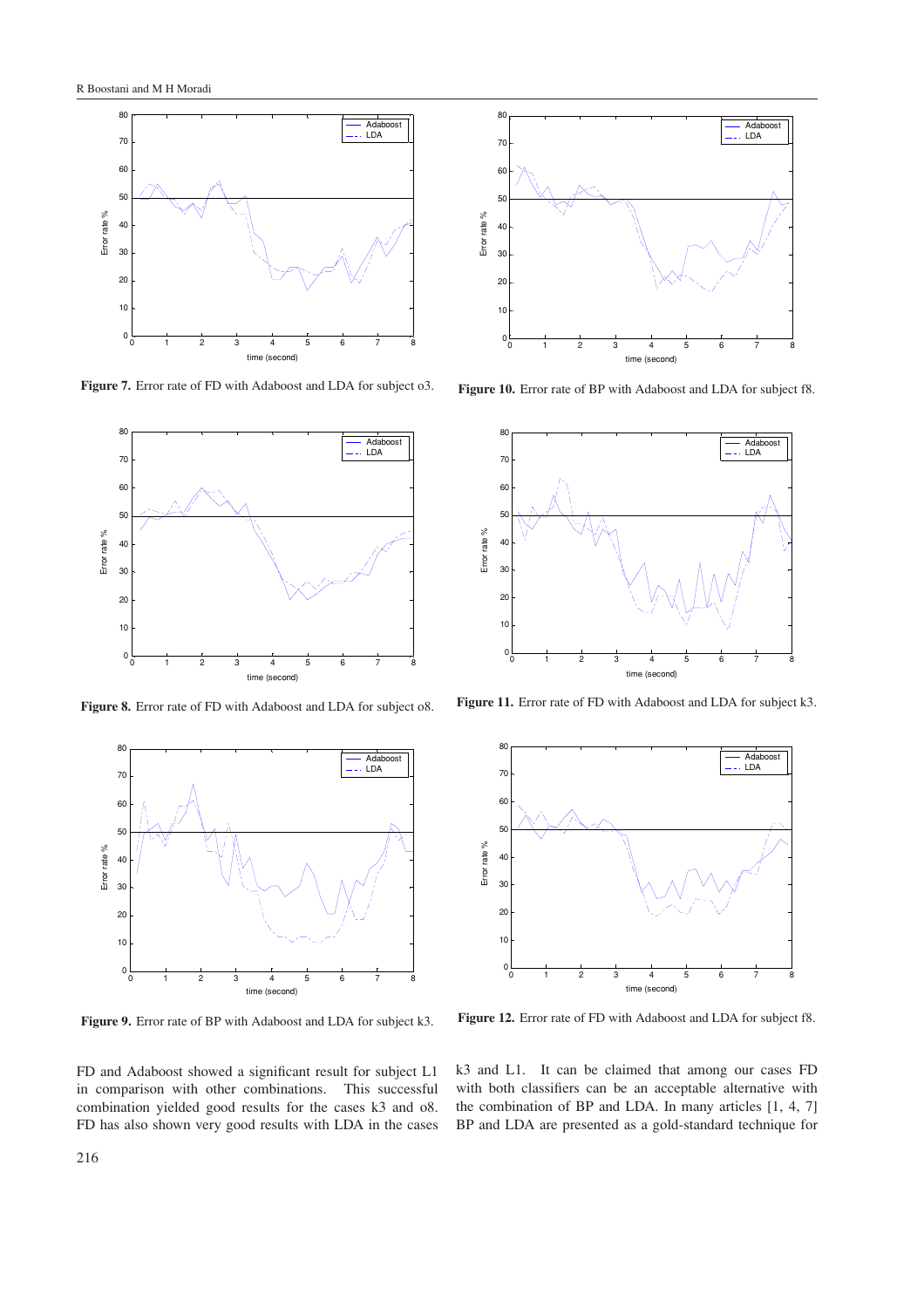Figure 7. Error rate of FD with Adaboost and LDA for subject o3.

Figure 8. Error rate of FD with Adaboost and LDA for subject o8.

Figure 9. Error rate of BP with Adaboost and LDA for subject k3.

Figure 10. Error rate of BP with Adaboost and LDA for subject f8.

Figure 11. Error rate of FD with Adaboost and LDA for subject k3.

Figure 12. Error rate of FD with Adaboost and LDA for subject f8.

FD and Adaboost showed a significant result for subject L1 in comparison with other combinations. This successful combination yielded good results for the cases k3 and o8. FD has also shown very good results with LDA in the cases k3 and L1. It can be claimed that among our cases FD with both classifiers can be an acceptable alternative with the combination of BP and LDA. In many articles [1, 4, 7] BP and LDA are presented as a gold-standard technique for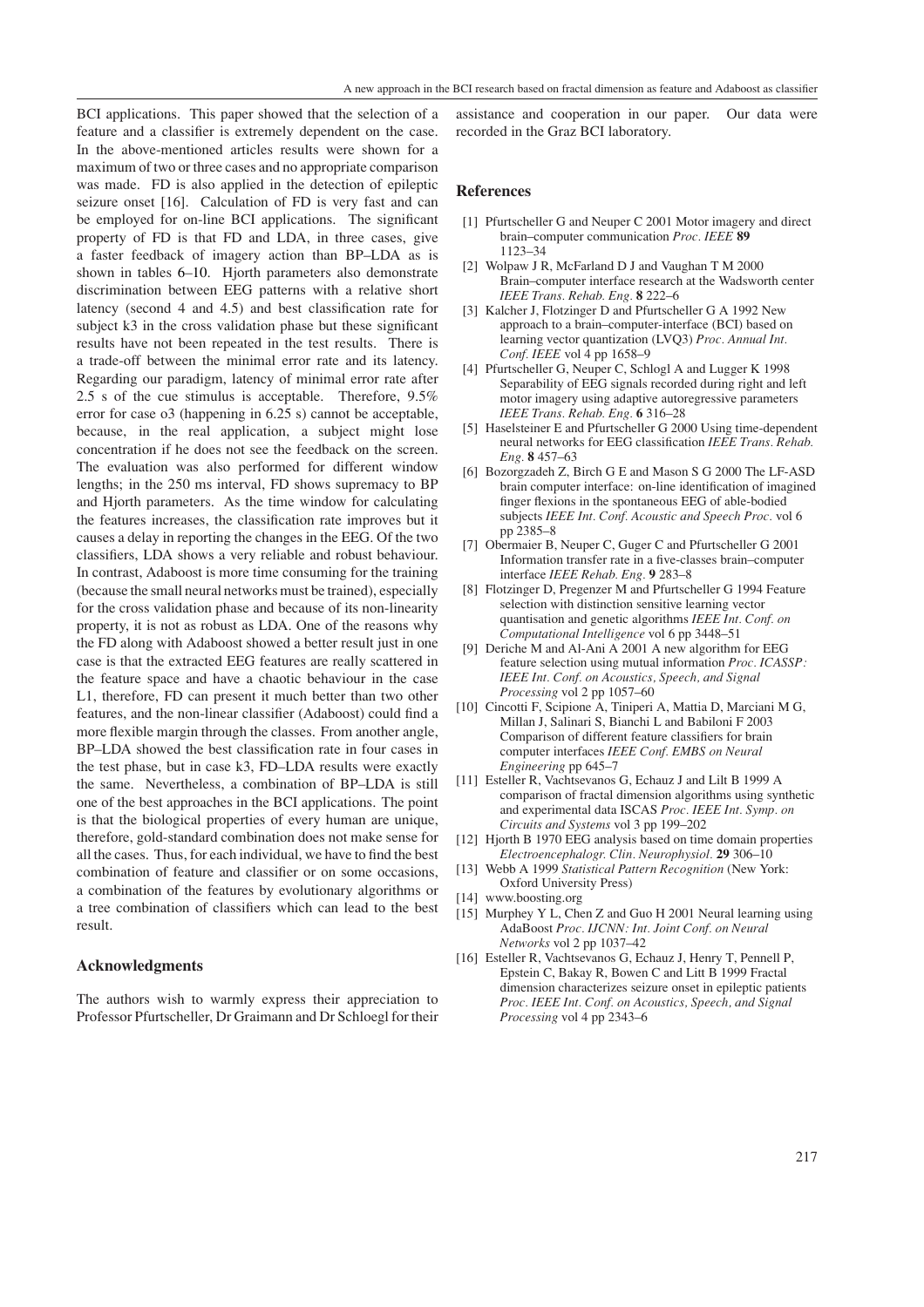BCI applications. This paper showed that the selection of a feature and a classifier is extremely dependent on the case. In the above-mentioned articles results were shown for a maximum of two or three cases and no appropriate comparison was made. FD is also applied in the detection of epileptic seizure onset [16]. Calculation of FD is very fast and can be employed for on-line BCI applications. The significant property of FD is that FD and LDA, in three cases, give a faster feedback of imagery action than BP–LDA as is shown in tables 6–10. Hjorth parameters also demonstrate discrimination between EEG patterns with a relative short latency (second 4 and 4.5) and best classification rate for subject k3 in the cross validation phase but these significant results have not been repeated in the test results. There is a trade-off between the minimal error rate and its latency. Regarding our paradigm, latency of minimal error rate after 2.5 s of the cue stimulus is acceptable. Therefore, 9.5% error for case o3 (happening in 6.25 s) cannot be acceptable, because, in the real application, a subject might lose concentration if he does not see the feedback on the screen. The evaluation was also performed for different window lengths; in the 250 ms interval, FD shows supremacy to BP and Hjorth parameters. As the time window for calculating the features increases, the classification rate improves but it causes a delay in reporting the changes in the EEG. Of the two classifiers, LDA shows a very reliable and robust behaviour. In contrast, Adaboost is more time consuming for the training (because the small neural networks must be trained), especially for the cross validation phase and because of its non-linearity property, it is not as robust as LDA. One of the reasons why the FD along with Adaboost showed a better result just in one case is that the extracted EEG features are really scattered in the feature space and have a chaotic behaviour in the case L1, therefore, FD can present it much better than two other features, and the non-linear classifier (Adaboost) could find a more flexible margin through the classes. From another angle, BP–LDA showed the best classification rate in four cases in the test phase, but in case k3, FD–LDA results were exactly the same. Nevertheless, a combination of BP–LDA is still one of the best approaches in the BCI applications. The point is that the biological properties of every human are unique, therefore, gold-standard combination does not make sense for all the cases. Thus, for each individual, we have to find the best combination of feature and classifier or on some occasions, a combination of the features by evolutionary algorithms or a tree combination of classifiers which can lead to the best result.

## Acknowledgments

The authors wish to warmly express their appreciation to Professor Pfurtscheller, Dr Graimann and Dr Schloegl for their assistance and cooperation in our paper. Our data were recorded in the Graz BCI laboratory.

## References

[1] Pfurtscheller G and Neuper C 2001 Motor imagery and direct brain–computer communication *Proc. IEEE* **89** 1123–34

[2] Wolpaw J R, McFarland D J and Vaughan T M 2000 Brain–computer interface research at the Wadsworth center *IEEE Trans. Rehab. Eng.* **8** 222–6

[3] Kalcher J, Flotzinger D and Pfurtscheller G A 1992 New approach to a brain–computer-interface (BCI) based on learning vector quantization (LVQ3) *Proc. Annual Int. Conf. IEEE* vol 4 pp 1658–9

[4] Pfurtscheller G, Neuper C, Schlogl A and Lugger K 1998 Separability of EEG signals recorded during right and left motor imagery using adaptive autoregressive parameters *IEEE Trans. Rehab. Eng.* **6** 316–28

[5] Haselsteiner E and Pfurtscheller G 2000 Using time-dependent neural networks for EEG classification *IEEE Trans. Rehab. Eng.* **8** 457–63

[6] Bozorgzadeh Z, Birch G E and Mason S G 2000 The LF-ASD brain computer interface: on-line identification of imagined finger flexions in the spontaneous EEG of able-bodied subjects *IEEE Int. Conf. Acoustic and Speech Proc.* vol 6 pp 2385–8

[7] Obermaier B, Neuper C, Guger C and Pfurtscheller G 2001 Information transfer rate in a five-classes brain–computer interface *IEEE Rehab. Eng.* **9** 283–8

[8] Flotzinger D, Pregenzer M and Pfurtscheller G 1994 Feature selection with distinction sensitive learning vector quantisation and genetic algorithms *IEEE Int. Conf. on Computational Intelligence* vol 6 pp 3448–51

[9] Deriche M and Al-Ani A 2001 A new algorithm for EEG feature selection using mutual information *Proc. ICASSP: IEEE Int. Conf. on Acoustics, Speech, and Signal Processing* vol 2 pp 1057–60

[10] Cincotti F, Scipione A, Tiniperi A, Mattia D, Marciani M G, Millan J, Salinari S, Bianchi L and Babiloni F 2003 Comparison of different feature classifiers for brain computer interfaces *IEEE Conf. EMBS on Neural Engineering* pp 645–7

[11] Esteller R, Vachtsevanos G, Echauz J and Lilt B 1999 A comparison of fractal dimension algorithms using synthetic and experimental data ISCAS *Proc. IEEE Int. Symp. on Circuits and Systems* vol 3 pp 199–202

[12] Hjorth B 1970 EEG analysis based on time domain properties *Electroencephalogr. Clin. Neurophysiol.* **29** 306–10

[13] Webb A 1999 *Statistical Pattern Recognition* (New York: Oxford University Press)

[14] www.boosting.org

[15] Murphey Y L, Chen Z and Guo H 2001 Neural learning using AdaBoost *Proc. IJCNN: Int. Joint Conf. on Neural Networks* vol 2 pp 1037–42

[16] Esteller R, Vachtsevanos G, Echauz J, Henry T, Pennell P, Epstein C, Bakay R, Bowen C and Litt B 1999 Fractal dimension characterizes seizure onset in epileptic patients *Proc. IEEE Int. Conf. on Acoustics, Speech, and Signal Processing* vol 4 pp 2343–6